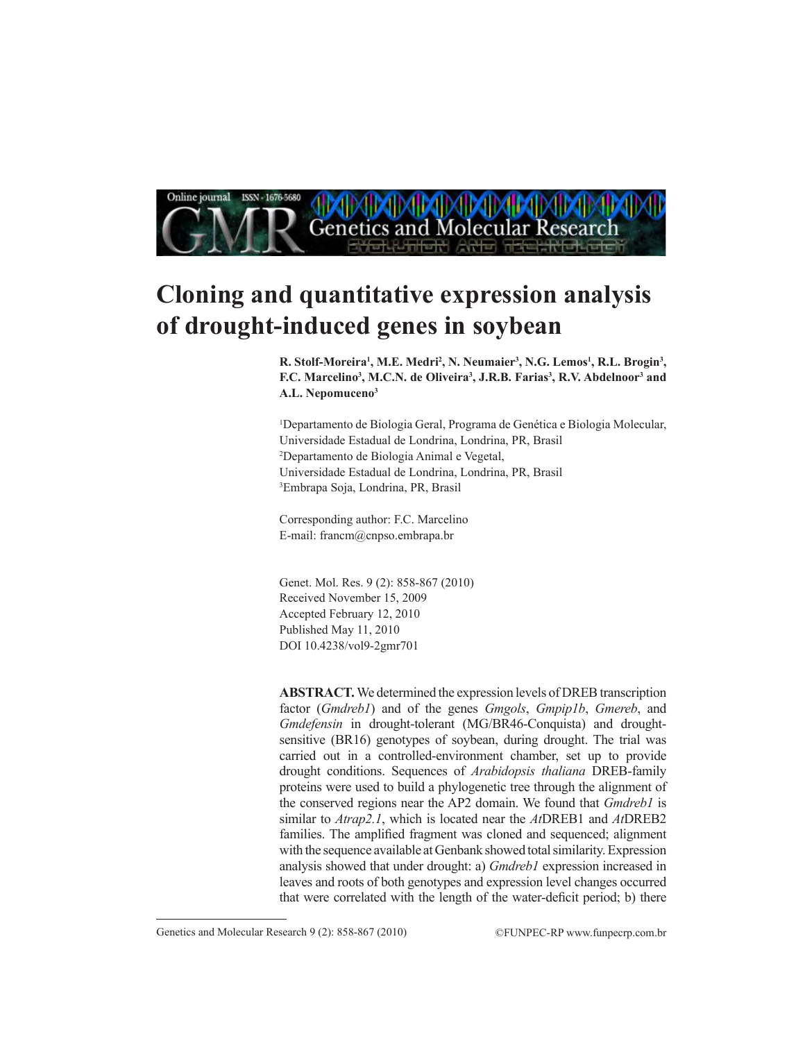# Cloning and quantitative expression analysis of drought-induced genes in soybean

**R. Stolf-Moreira[1], M.E. Medri[2], N. Neumaier[3], N.G. Lemos[1], R.L. Brogin[3], F.C. Marcelino[3], M.C.N. de Oliveira[3], J.R.B. Farias[3], R.V. Abdelnoor[3] and A.L. Nepomuceno[3]**

[1]Departamento de Biologia Geral, Programa de Genética e Biologia Molecular, Universidade Estadual de Londrina, Londrina, PR, Brasil
[2]Departamento de Biologia Animal e Vegetal, Universidade Estadual de Londrina, Londrina, PR, Brasil
[3]Embrapa Soja, Londrina, PR, Brasil

Corresponding author: F.C. Marcelino
E-mail: francm@cnpso.embrapa.br

Genet. Mol. Res. 9 (2): 858-867 (2010)
Received November 15, 2009
Accepted February 12, 2010
Published May 11, 2010
DOI 10.4238/vol9-2gmr701

**ABSTRACT.** We determined the expression levels of DREB transcription factor (*Gmdreb1*) and of the genes *Gmgols*, *Gmpip1b*, *Gmereb*, and *Gmdefensin* in drought-tolerant (MG/BR46-Conquista) and drought-sensitive (BR16) genotypes of soybean, during drought. The trial was carried out in a controlled-environment chamber, set up to provide drought conditions. Sequences of *Arabidopsis thaliana* DREB-family proteins were used to build a phylogenetic tree through the alignment of the conserved regions near the AP2 domain. We found that *Gmdreb1* is similar to *Atrap2.1*, which is located near the *At*DREB1 and *At*DREB2 families. The amplified fragment was cloned and sequenced; alignment with the sequence available at Genbank showed total similarity. Expression analysis showed that under drought: a) *Gmdreb1* expression increased in leaves and roots of both genotypes and expression level changes occurred that were correlated with the length of the water-deficit period; b) there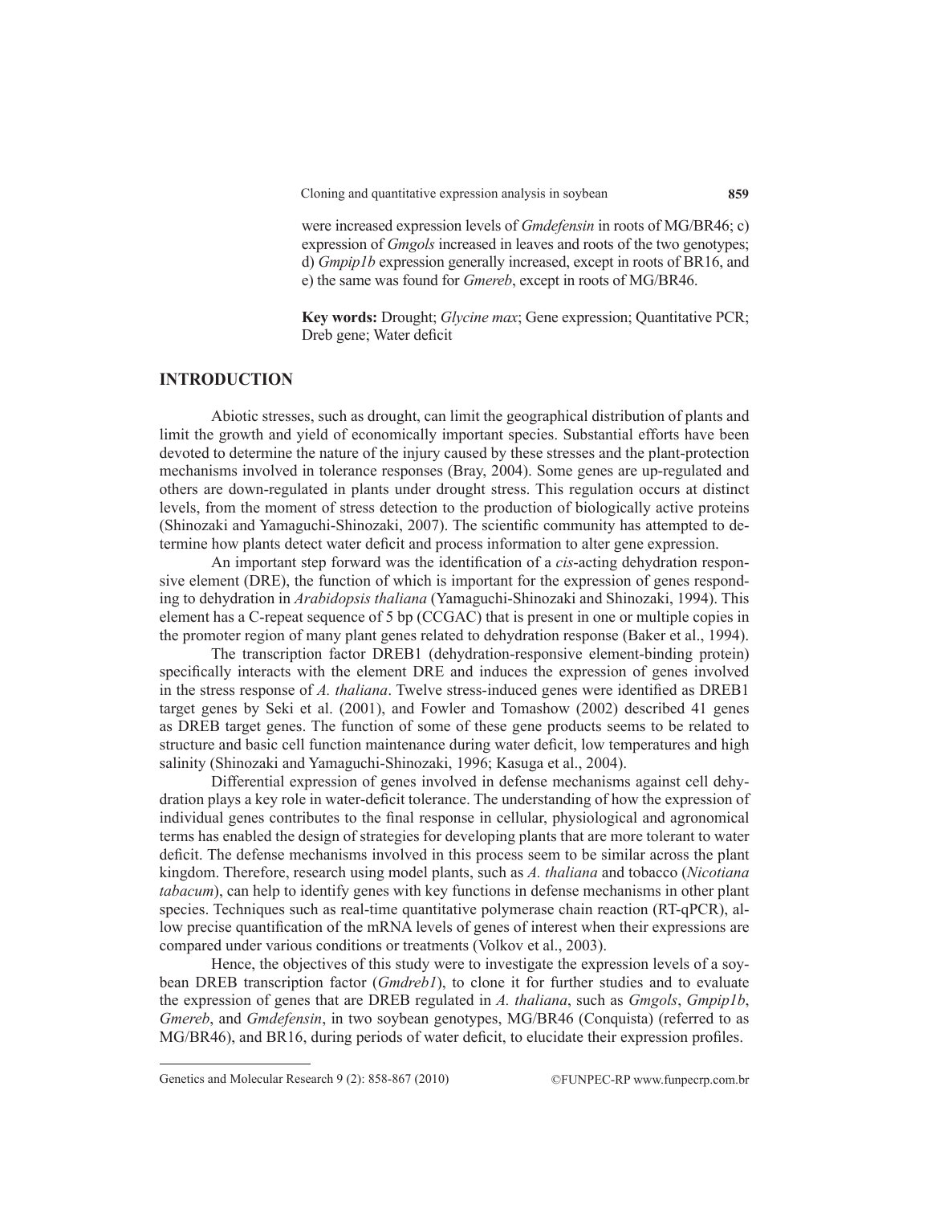were increased expression levels of *Gmdefensin* in roots of MG/BR46; c) expression of *Gmgols* increased in leaves and roots of the two genotypes; d) *Gmpip1b* expression generally increased, except in roots of BR16, and e) the same was found for *Gmereb*, except in roots of MG/BR46.

**Key words:** Drought; *Glycine max*; Gene expression; Quantitative PCR; Dreb gene; Water deficit

## INTRODUCTION

Abiotic stresses, such as drought, can limit the geographical distribution of plants and limit the growth and yield of economically important species. Substantial efforts have been devoted to determine the nature of the injury caused by these stresses and the plant-protection mechanisms involved in tolerance responses (Bray, 2004). Some genes are up-regulated and others are down-regulated in plants under drought stress. This regulation occurs at distinct levels, from the moment of stress detection to the production of biologically active proteins (Shinozaki and Yamaguchi-Shinozaki, 2007). The scientific community has attempted to determine how plants detect water deficit and process information to alter gene expression.

An important step forward was the identification of a *cis*-acting dehydration responsive element (DRE), the function of which is important for the expression of genes responding to dehydration in *Arabidopsis thaliana* (Yamaguchi-Shinozaki and Shinozaki, 1994). This element has a C-repeat sequence of 5 bp (CCGAC) that is present in one or multiple copies in the promoter region of many plant genes related to dehydration response (Baker et al., 1994).

The transcription factor DREB1 (dehydration-responsive element-binding protein) specifically interacts with the element DRE and induces the expression of genes involved in the stress response of *A. thaliana*. Twelve stress-induced genes were identified as DREB1 target genes by Seki et al. (2001), and Fowler and Tomashow (2002) described 41 genes as DREB target genes. The function of some of these gene products seems to be related to structure and basic cell function maintenance during water deficit, low temperatures and high salinity (Shinozaki and Yamaguchi-Shinozaki, 1996; Kasuga et al., 2004).

Differential expression of genes involved in defense mechanisms against cell dehydration plays a key role in water-deficit tolerance. The understanding of how the expression of individual genes contributes to the final response in cellular, physiological and agronomical terms has enabled the design of strategies for developing plants that are more tolerant to water deficit. The defense mechanisms involved in this process seem to be similar across the plant kingdom. Therefore, research using model plants, such as *A. thaliana* and tobacco (*Nicotiana tabacum*), can help to identify genes with key functions in defense mechanisms in other plant species. Techniques such as real-time quantitative polymerase chain reaction (RT-qPCR), allow precise quantification of the mRNA levels of genes of interest when their expressions are compared under various conditions or treatments (Volkov et al., 2003).

Hence, the objectives of this study were to investigate the expression levels of a soybean DREB transcription factor (*Gmdreb1*), to clone it for further studies and to evaluate the expression of genes that are DREB regulated in *A. thaliana*, such as *Gmgols*, *Gmpip1b*, *Gmereb*, and *Gmdefensin*, in two soybean genotypes, MG/BR46 (Conquista) (referred to as MG/BR46), and BR16, during periods of water deficit, to elucidate their expression profiles.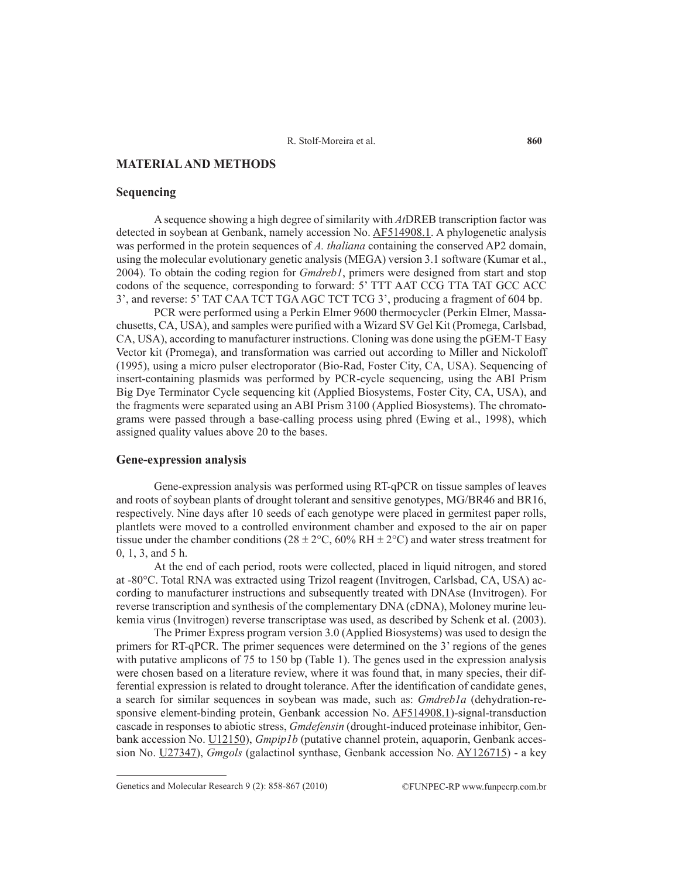## MATERIAL AND METHODS

### Sequencing

A sequence showing a high degree of similarity with *At*DREB transcription factor was detected in soybean at Genbank, namely accession No. AF514908.1. A phylogenetic analysis was performed in the protein sequences of *A. thaliana* containing the conserved AP2 domain, using the molecular evolutionary genetic analysis (MEGA) version 3.1 software (Kumar et al., 2004). To obtain the coding region for *Gmdreb1*, primers were designed from start and stop codons of the sequence, corresponding to forward: 5' TTT AAT CCG TTA TAT GCC ACC 3', and reverse: 5' TAT CAA TCT TGA AGC TCT TCG 3', producing a fragment of 604 bp.

PCR were performed using a Perkin Elmer 9600 thermocycler (Perkin Elmer, Massachusetts, CA, USA), and samples were purified with a Wizard SV Gel Kit (Promega, Carlsbad, CA, USA), according to manufacturer instructions. Cloning was done using the pGEM-T Easy Vector kit (Promega), and transformation was carried out according to Miller and Nickoloff (1995), using a micro pulser electroporator (Bio-Rad, Foster City, CA, USA). Sequencing of insert-containing plasmids was performed by PCR-cycle sequencing, using the ABI Prism Big Dye Terminator Cycle sequencing kit (Applied Biosystems, Foster City, CA, USA), and the fragments were separated using an ABI Prism 3100 (Applied Biosystems). The chromatograms were passed through a base-calling process using phred (Ewing et al., 1998), which assigned quality values above 20 to the bases.

### Gene-expression analysis

Gene-expression analysis was performed using RT-qPCR on tissue samples of leaves and roots of soybean plants of drought tolerant and sensitive genotypes, MG/BR46 and BR16, respectively. Nine days after 10 seeds of each genotype were placed in germitest paper rolls, plantlets were moved to a controlled environment chamber and exposed to the air on paper tissue under the chamber conditions (28 ± 2°C, 60% RH ± 2°C) and water stress treatment for 0, 1, 3, and 5 h.

At the end of each period, roots were collected, placed in liquid nitrogen, and stored at -80°C. Total RNA was extracted using Trizol reagent (Invitrogen, Carlsbad, CA, USA) according to manufacturer instructions and subsequently treated with DNAse (Invitrogen). For reverse transcription and synthesis of the complementary DNA (cDNA), Moloney murine leukemia virus (Invitrogen) reverse transcriptase was used, as described by Schenk et al. (2003).

The Primer Express program version 3.0 (Applied Biosystems) was used to design the primers for RT-qPCR. The primer sequences were determined on the 3' regions of the genes with putative amplicons of 75 to 150 bp (Table 1). The genes used in the expression analysis were chosen based on a literature review, where it was found that, in many species, their differential expression is related to drought tolerance. After the identification of candidate genes, a search for similar sequences in soybean was made, such as: *Gmdreb1a* (dehydration-responsive element-binding protein, Genbank accession No. AF514908.1)-signal-transduction cascade in responses to abiotic stress, *Gmdefensin* (drought-induced proteinase inhibitor, Genbank accession No. U12150), *Gmpip1b* (putative channel protein, aquaporin, Genbank accession No. U27347), *Gmgols* (galactinol synthase, Genbank accession No. AY126715) - a key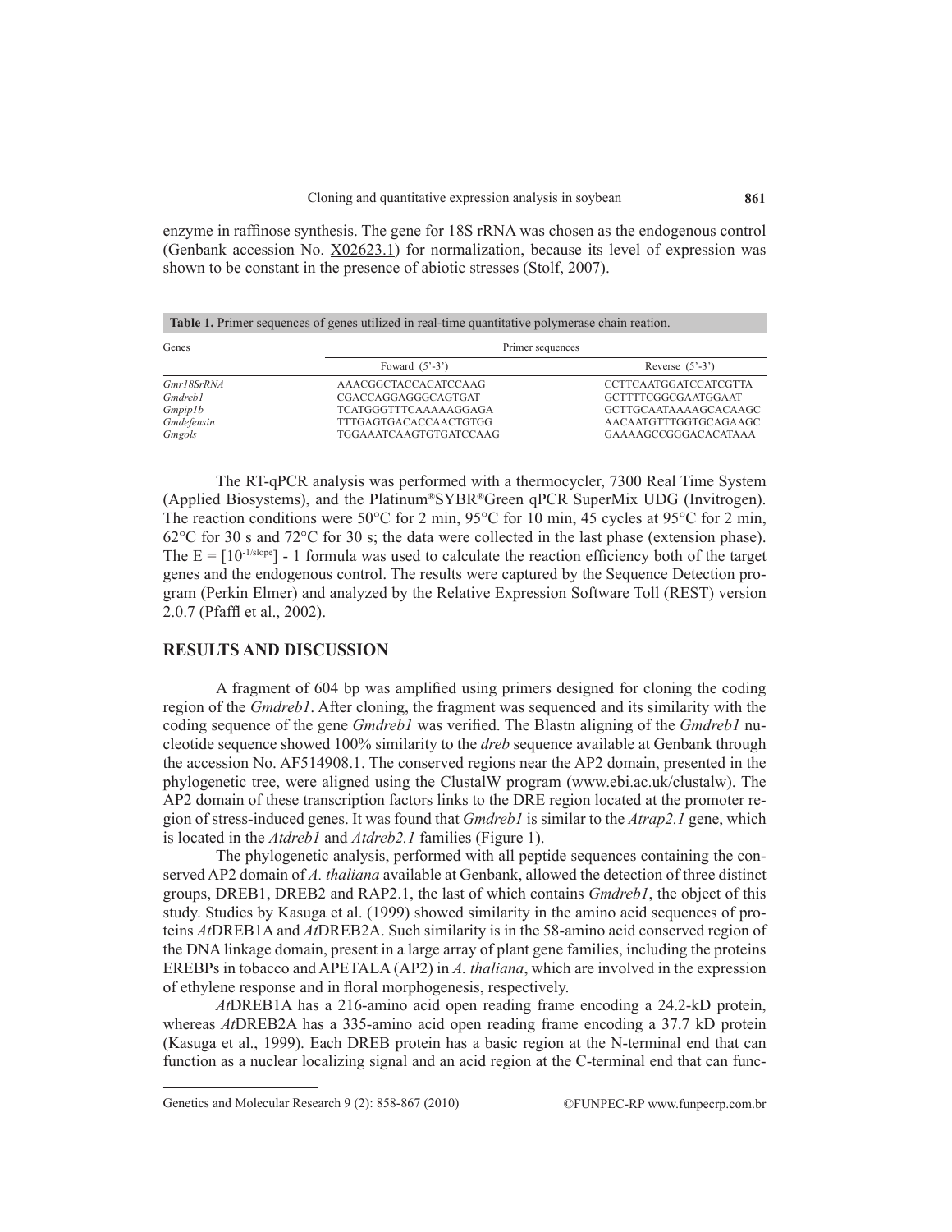enzyme in raffinose synthesis. The gene for 18S rRNA was chosen as the endogenous control (Genbank accession No. X02623.1) for normalization, because its level of expression was shown to be constant in the presence of abiotic stresses (Stolf, 2007).

**Table 1.** Primer sequences of genes utilized in real-time quantitative polymerase chain reation.

| Genes | Primer sequences | |
|---|---|---|
| | Foward (5'-3') | Reverse (5'-3') |
| *Gmr18SrRNA* | AAACGGCTACCACATCCAAG | CCTTCAATGGATCCATCGTTA |
| *Gmdreb1* | CGACCAGGAGGGCAGTGAT | GCTTTTCGGCGAATGGAAT |
| *Gmpip1b* | TCATGGGTTTCAAAAAGGAGA | GCTTGCAATAAAAGCACAAGC |
| *Gmdefensin* | TTTGAGTGACACCAACTGTGG | AACAATGTTTGGTGCAGAAGC |
| *Gmgols* | TGGAAATCAAGTGTGATCCAAG | GAAAAGCCGGGACACATAAA |

The RT-qPCR analysis was performed with a thermocycler, 7300 Real Time System (Applied Biosystems), and the Platinum®SYBR®Green qPCR SuperMix UDG (Invitrogen). The reaction conditions were 50°C for 2 min, 95°C for 10 min, 45 cycles at 95°C for 2 min, 62°C for 30 s and 72°C for 30 s; the data were collected in the last phase (extension phase). The $E = [10^{-1/slope}] - 1$ formula was used to calculate the reaction efficiency both of the target genes and the endogenous control. The results were captured by the Sequence Detection program (Perkin Elmer) and analyzed by the Relative Expression Software Toll (REST) version 2.0.7 (Pfaffl et al., 2002).

## RESULTS AND DISCUSSION

A fragment of 604 bp was amplified using primers designed for cloning the coding region of the *Gmdreb1*. After cloning, the fragment was sequenced and its similarity with the coding sequence of the gene *Gmdreb1* was verified. The Blastn aligning of the *Gmdreb1* nucleotide sequence showed 100% similarity to the *dreb* sequence available at Genbank through the accession No. AF514908.1. The conserved regions near the AP2 domain, presented in the phylogenetic tree, were aligned using the ClustalW program (www.ebi.ac.uk/clustalw). The AP2 domain of these transcription factors links to the DRE region located at the promoter region of stress-induced genes. It was found that *Gmdreb1* is similar to the *Atrap2.1* gene, which is located in the *Atdreb1* and *Atdreb2.1* families (Figure 1).

The phylogenetic analysis, performed with all peptide sequences containing the conserved AP2 domain of *A. thaliana* available at Genbank, allowed the detection of three distinct groups, DREB1, DREB2 and RAP2.1, the last of which contains *Gmdreb1*, the object of this study. Studies by Kasuga et al. (1999) showed similarity in the amino acid sequences of proteins *At*DREB1A and *At*DREB2A. Such similarity is in the 58-amino acid conserved region of the DNA linkage domain, present in a large array of plant gene families, including the proteins EREBPs in tobacco and APETALA (AP2) in *A. thaliana*, which are involved in the expression of ethylene response and in floral morphogenesis, respectively.

*At*DREB1A has a 216-amino acid open reading frame encoding a 24.2-kD protein, whereas *At*DREB2A has a 335-amino acid open reading frame encoding a 37.7 kD protein (Kasuga et al., 1999). Each DREB protein has a basic region at the N-terminal end that can function as a nuclear localizing signal and an acid region at the C-terminal end that can func-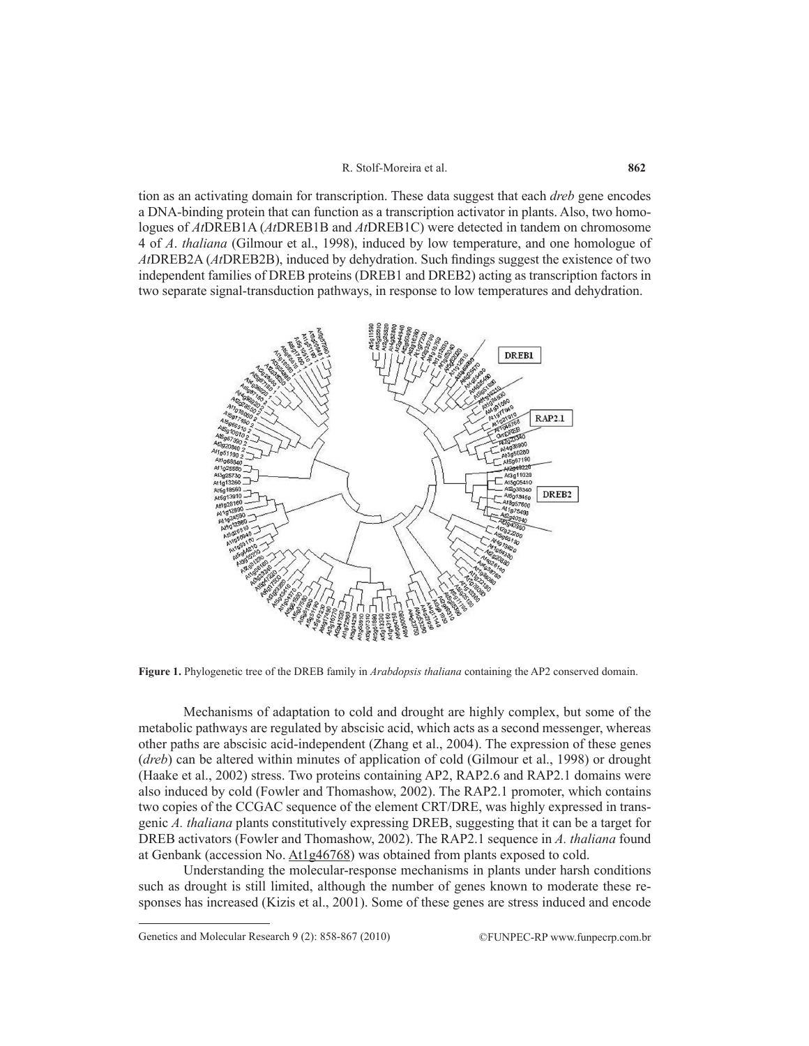tion as an activating domain for transcription. These data suggest that each *dreb* gene encodes a DNA-binding protein that can function as a transcription activator in plants. Also, two homologues of *At*DREB1A (*At*DREB1B and *At*DREB1C) were detected in tandem on chromosome 4 of *A*. *thaliana* (Gilmour et al., 1998), induced by low temperature, and one homologue of *At*DREB2A (*At*DREB2B), induced by dehydration. Such findings suggest the existence of two independent families of DREB proteins (DREB1 and DREB2) acting as transcription factors in two separate signal-transduction pathways, in response to low temperatures and dehydration.

**Figure 1.** Phylogenetic tree of the DREB family in *Arabdopsis thaliana* containing the AP2 conserved domain.

Mechanisms of adaptation to cold and drought are highly complex, but some of the metabolic pathways are regulated by abscisic acid, which acts as a second messenger, whereas other paths are abscisic acid-independent (Zhang et al., 2004). The expression of these genes (*dreb*) can be altered within minutes of application of cold (Gilmour et al., 1998) or drought (Haake et al., 2002) stress. Two proteins containing AP2, RAP2.6 and RAP2.1 domains were also induced by cold (Fowler and Thomashow, 2002). The RAP2.1 promoter, which contains two copies of the CCGAC sequence of the element CRT/DRE, was highly expressed in transgenic *A. thaliana* plants constitutively expressing DREB, suggesting that it can be a target for DREB activators (Fowler and Thomashow, 2002). The RAP2.1 sequence in *A. thaliana* found at Genbank (accession No. At1g46768) was obtained from plants exposed to cold.

Understanding the molecular-response mechanisms in plants under harsh conditions such as drought is still limited, although the number of genes known to moderate these responses has increased (Kizis et al., 2001). Some of these genes are stress induced and encode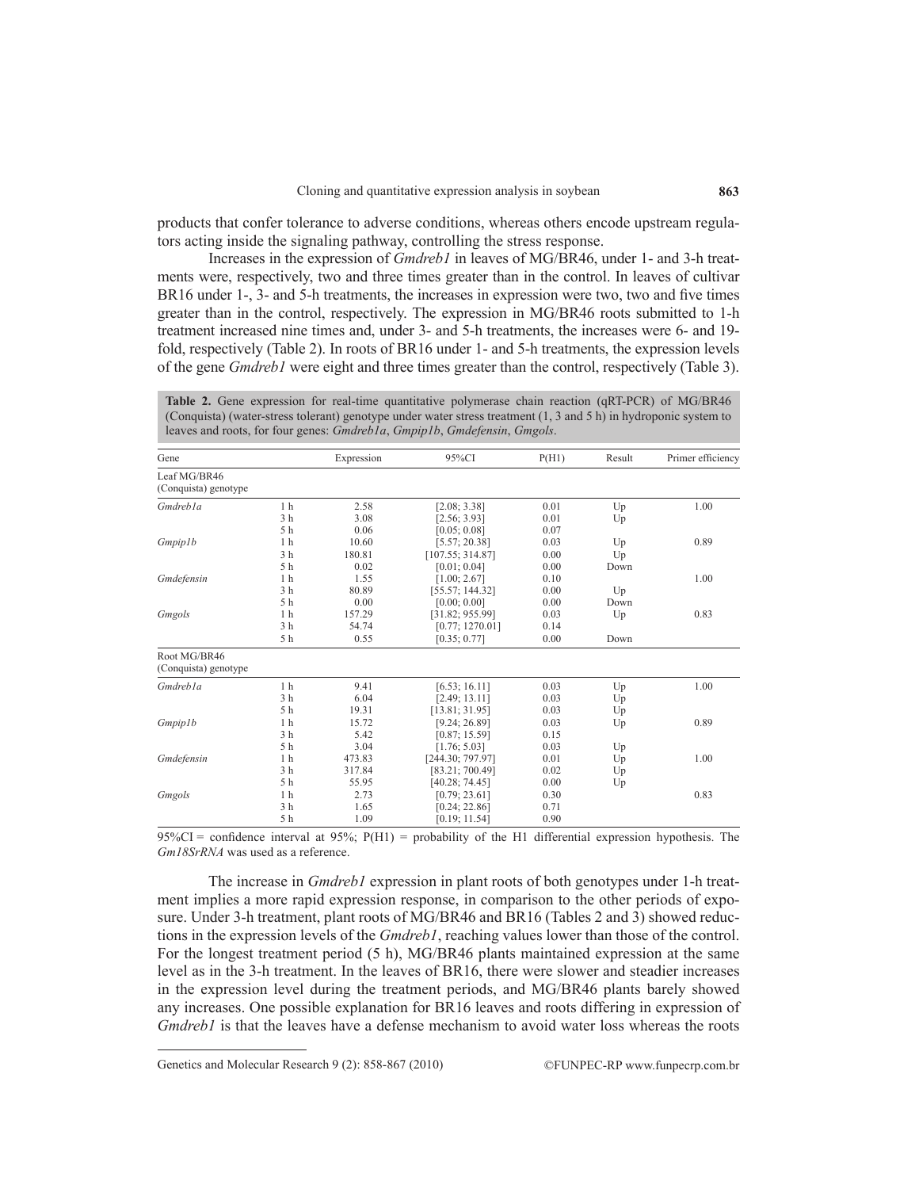products that confer tolerance to adverse conditions, whereas others encode upstream regulators acting inside the signaling pathway, controlling the stress response.

Increases in the expression of *Gmdreb1* in leaves of MG/BR46, under 1- and 3-h treatments were, respectively, two and three times greater than in the control. In leaves of cultivar BR16 under 1-, 3- and 5-h treatments, the increases in expression were two, two and five times greater than in the control, respectively. The expression in MG/BR46 roots submitted to 1-h treatment increased nine times and, under 3- and 5-h treatments, the increases were 6- and 19-fold, respectively (Table 2). In roots of BR16 under 1- and 5-h treatments, the expression levels of the gene *Gmdreb1* were eight and three times greater than the control, respectively (Table 3).

**Table 2.** Gene expression for real-time quantitative polymerase chain reaction (qRT-PCR) of MG/BR46 (Conquista) (water-stress tolerant) genotype under water stress treatment (1, 3 and 5 h) in hydroponic system to leaves and roots, for four genes: *Gmdreb1a*, *Gmpip1b*, *Gmdefensin*, *Gmgols*.

| Gene | | Expression | 95%CI | P(H1) | Result | Primer efficiency |
|---|---|---|---|---|---|---|
| Leaf MG/BR46 (Conquista) genotype | | | | | | |
| *Gmdreb1a* | 1 h | 2.58 | [2.08; 3.38] | 0.01 | Up | 1.00 |
| | 3 h | 3.08 | [2.56; 3.93] | 0.01 | Up | |
| | 5 h | 0.06 | [0.05; 0.08] | 0.07 | | |
| *Gmpip1b* | 1 h | 10.60 | [5.57; 20.38] | 0.03 | Up | 0.89 |
| | 3 h | 180.81 | [107.55; 314.87] | 0.00 | Up | |
| | 5 h | 0.02 | [0.01; 0.04] | 0.00 | Down | |
| *Gmdefensin* | 1 h | 1.55 | [1.00; 2.67] | 0.10 | | 1.00 |
| | 3 h | 80.89 | [55.57; 144.32] | 0.00 | Up | |
| | 5 h | 0.00 | [0.00; 0.00] | 0.00 | Down | |
| *Gmgols* | 1 h | 157.29 | [31.82; 955.99] | 0.03 | Up | 0.83 |
| | 3 h | 54.74 | [0.77; 1270.01] | 0.14 | | |
| | 5 h | 0.55 | [0.35; 0.77] | 0.00 | Down | |
| Root MG/BR46 (Conquista) genotype | | | | | | |
| *Gmdreb1a* | 1 h | 9.41 | [6.53; 16.11] | 0.03 | Up | 1.00 |
| | 3 h | 6.04 | [2.49; 13.11] | 0.03 | Up | |
| | 5 h | 19.31 | [13.81; 31.95] | 0.03 | Up | |
| *Gmpip1b* | 1 h | 15.72 | [9.24; 26.89] | 0.03 | Up | 0.89 |
| | 3 h | 5.42 | [0.87; 15.59] | 0.15 | | |
| | 5 h | 3.04 | [1.76; 5.03] | 0.03 | Up | |
| *Gmdefensin* | 1 h | 473.83 | [244.30; 797.97] | 0.01 | Up | 1.00 |
| | 3 h | 317.84 | [83.21; 700.49] | 0.02 | Up | |
| | 5 h | 55.95 | [40.28; 74.45] | 0.00 | Up | |
| *Gmgols* | 1 h | 2.73 | [0.79; 23.61] | 0.30 | | 0.83 |
| | 3 h | 1.65 | [0.24; 22.86] | 0.71 | | |
| | 5 h | 1.09 | [0.19; 11.54] | 0.90 | | |

95%CI = confidence interval at 95%; P(H1) = probability of the H1 differential expression hypothesis. The *Gm18SrRNA* was used as a reference.

The increase in *Gmdreb1* expression in plant roots of both genotypes under 1-h treatment implies a more rapid expression response, in comparison to the other periods of exposure. Under 3-h treatment, plant roots of MG/BR46 and BR16 (Tables 2 and 3) showed reductions in the expression levels of the *Gmdreb1*, reaching values lower than those of the control. For the longest treatment period (5 h), MG/BR46 plants maintained expression at the same level as in the 3-h treatment. In the leaves of BR16, there were slower and steadier increases in the expression level during the treatment periods, and MG/BR46 plants barely showed any increases. One possible explanation for BR16 leaves and roots differing in expression of *Gmdreb1* is that the leaves have a defense mechanism to avoid water loss whereas the roots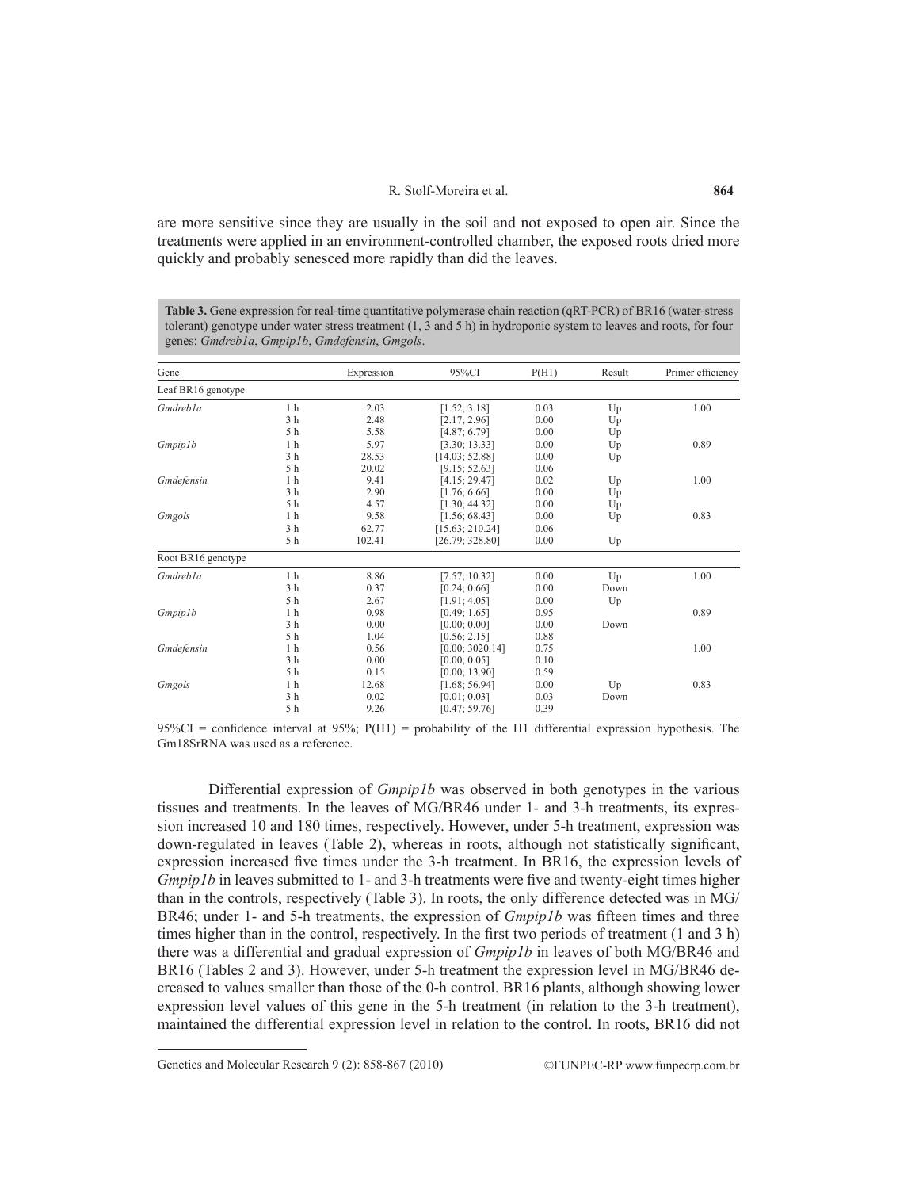are more sensitive since they are usually in the soil and not exposed to open air. Since the treatments were applied in an environment-controlled chamber, the exposed roots dried more quickly and probably senesced more rapidly than did the leaves.

**Table 3.** Gene expression for real-time quantitative polymerase chain reaction (qRT-PCR) of BR16 (water-stress tolerant) genotype under water stress treatment (1, 3 and 5 h) in hydroponic system to leaves and roots, for four genes: *Gmdreb1a*, *Gmpip1b*, *Gmdefensin*, *Gmgols*.

| Gene | | Expression | 95%CI | P(H1) | Result | Primer efficiency |
|---|---|---|---|---|---|---|
| Leaf BR16 genotype | | | | | | |
| *Gmdreb1a* | 1 h | 2.03 | [1.52; 3.18] | 0.03 | Up | 1.00 |
| | 3 h | 2.48 | [2.17; 2.96] | 0.00 | Up | |
| | 5 h | 5.58 | [4.87; 6.79] | 0.00 | Up | |
| *Gmpip1b* | 1 h | 5.97 | [3.30; 13.33] | 0.00 | Up | 0.89 |
| | 3 h | 28.53 | [14.03; 52.88] | 0.00 | Up | |
| | 5 h | 20.02 | [9.15; 52.63] | 0.06 | | |
| *Gmdefensin* | 1 h | 9.41 | [4.15; 29.47] | 0.02 | Up | 1.00 |
| | 3 h | 2.90 | [1.76; 6.66] | 0.00 | Up | |
| | 5 h | 4.57 | [1.30; 44.32] | 0.00 | Up | |
| *Gmgols* | 1 h | 9.58 | [1.56; 68.43] | 0.00 | Up | 0.83 |
| | 3 h | 62.77 | [15.63; 210.24] | 0.06 | | |
| | 5 h | 102.41 | [26.79; 328.80] | 0.00 | Up | |
| Root BR16 genotype | | | | | | |
| *Gmdreb1a* | 1 h | 8.86 | [7.57; 10.32] | 0.00 | Up | 1.00 |
| | 3 h | 0.37 | [0.24; 0.66] | 0.00 | Down | |
| | 5 h | 2.67 | [1.91; 4.05] | 0.00 | Up | |
| *Gmpip1b* | 1 h | 0.98 | [0.49; 1.65] | 0.95 | | 0.89 |
| | 3 h | 0.00 | [0.00; 0.00] | 0.00 | Down | |
| | 5 h | 1.04 | [0.56; 2.15] | 0.88 | | |
| *Gmdefensin* | 1 h | 0.56 | [0.00; 3020.14] | 0.75 | | 1.00 |
| | 3 h | 0.00 | [0.00; 0.05] | 0.10 | | |
| | 5 h | 0.15 | [0.00; 13.90] | 0.59 | | |
| *Gmgols* | 1 h | 12.68 | [1.68; 56.94] | 0.00 | Up | 0.83 |
| | 3 h | 0.02 | [0.01; 0.03] | 0.03 | Down | |
| | 5 h | 9.26 | [0.47; 59.76] | 0.39 | | |

95%CI = confidence interval at 95%; P(H1) = probability of the H1 differential expression hypothesis. The Gm18SrRNA was used as a reference.

Differential expression of *Gmpip1b* was observed in both genotypes in the various tissues and treatments. In the leaves of MG/BR46 under 1- and 3-h treatments, its expression increased 10 and 180 times, respectively. However, under 5-h treatment, expression was down-regulated in leaves (Table 2), whereas in roots, although not statistically significant, expression increased five times under the 3-h treatment. In BR16, the expression levels of *Gmpip1b* in leaves submitted to 1- and 3-h treatments were five and twenty-eight times higher than in the controls, respectively (Table 3). In roots, the only difference detected was in MG/BR46; under 1- and 5-h treatments, the expression of *Gmpip1b* was fifteen times and three times higher than in the control, respectively. In the first two periods of treatment (1 and 3 h) there was a differential and gradual expression of *Gmpip1b* in leaves of both MG/BR46 and BR16 (Tables 2 and 3). However, under 5-h treatment the expression level in MG/BR46 decreased to values smaller than those of the 0-h control. BR16 plants, although showing lower expression level values of this gene in the 5-h treatment (in relation to the 3-h treatment), maintained the differential expression level in relation to the control. In roots, BR16 did not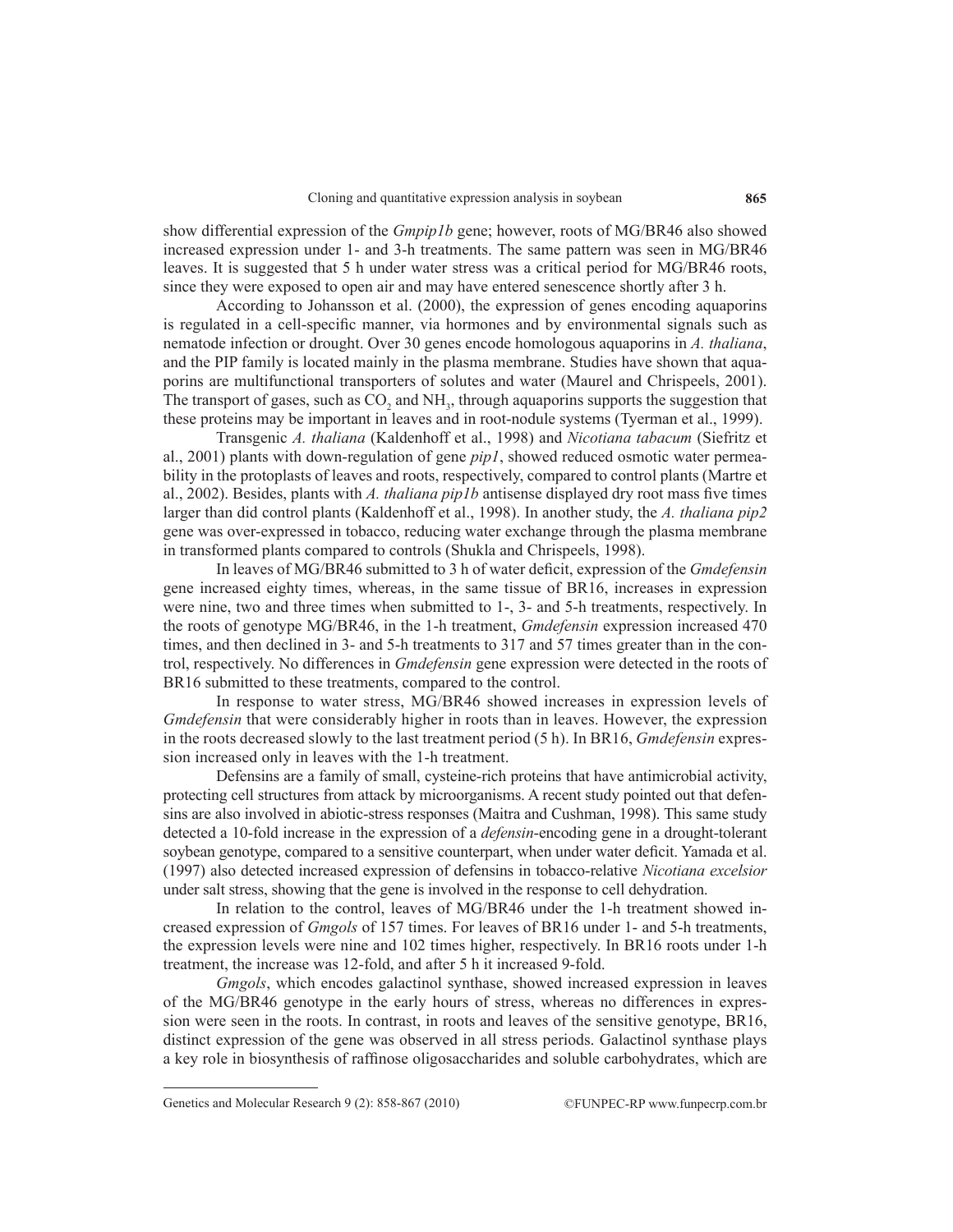show differential expression of the *Gmpip1b* gene; however, roots of MG/BR46 also showed increased expression under 1- and 3-h treatments. The same pattern was seen in MG/BR46 leaves. It is suggested that 5 h under water stress was a critical period for MG/BR46 roots, since they were exposed to open air and may have entered senescence shortly after 3 h.

According to Johansson et al. (2000), the expression of genes encoding aquaporins is regulated in a cell-specific manner, via hormones and by environmental signals such as nematode infection or drought. Over 30 genes encode homologous aquaporins in *A. thaliana*, and the PIP family is located mainly in the plasma membrane. Studies have shown that aquaporins are multifunctional transporters of solutes and water (Maurel and Chrispeels, 2001). The transport of gases, such as $CO_2$ and $NH_3$, through aquaporins supports the suggestion that these proteins may be important in leaves and in root-nodule systems (Tyerman et al., 1999).

Transgenic *A. thaliana* (Kaldenhoff et al., 1998) and *Nicotiana tabacum* (Siefritz et al., 2001) plants with down-regulation of gene *pip1*, showed reduced osmotic water permeability in the protoplasts of leaves and roots, respectively, compared to control plants (Martre et al., 2002). Besides, plants with *A. thaliana pip1b* antisense displayed dry root mass five times larger than did control plants (Kaldenhoff et al., 1998). In another study, the *A. thaliana pip2* gene was over-expressed in tobacco, reducing water exchange through the plasma membrane in transformed plants compared to controls (Shukla and Chrispeels, 1998).

In leaves of MG/BR46 submitted to 3 h of water deficit, expression of the *Gmdefensin* gene increased eighty times, whereas, in the same tissue of BR16, increases in expression were nine, two and three times when submitted to 1-, 3- and 5-h treatments, respectively. In the roots of genotype MG/BR46, in the 1-h treatment, *Gmdefensin* expression increased 470 times, and then declined in 3- and 5-h treatments to 317 and 57 times greater than in the control, respectively. No differences in *Gmdefensin* gene expression were detected in the roots of BR16 submitted to these treatments, compared to the control.

In response to water stress, MG/BR46 showed increases in expression levels of *Gmdefensin* that were considerably higher in roots than in leaves. However, the expression in the roots decreased slowly to the last treatment period (5 h). In BR16, *Gmdefensin* expression increased only in leaves with the 1-h treatment.

Defensins are a family of small, cysteine-rich proteins that have antimicrobial activity, protecting cell structures from attack by microorganisms. A recent study pointed out that defensins are also involved in abiotic-stress responses (Maitra and Cushman, 1998). This same study detected a 10-fold increase in the expression of a *defensin*-encoding gene in a drought-tolerant soybean genotype, compared to a sensitive counterpart, when under water deficit. Yamada et al. (1997) also detected increased expression of defensins in tobacco-relative *Nicotiana excelsior* under salt stress, showing that the gene is involved in the response to cell dehydration.

In relation to the control, leaves of MG/BR46 under the 1-h treatment showed increased expression of *Gmgols* of 157 times. For leaves of BR16 under 1- and 5-h treatments, the expression levels were nine and 102 times higher, respectively. In BR16 roots under 1-h treatment, the increase was 12-fold, and after 5 h it increased 9-fold.

*Gmgols*, which encodes galactinol synthase, showed increased expression in leaves of the MG/BR46 genotype in the early hours of stress, whereas no differences in expression were seen in the roots. In contrast, in roots and leaves of the sensitive genotype, BR16, distinct expression of the gene was observed in all stress periods. Galactinol synthase plays a key role in biosynthesis of raffinose oligosaccharides and soluble carbohydrates, which are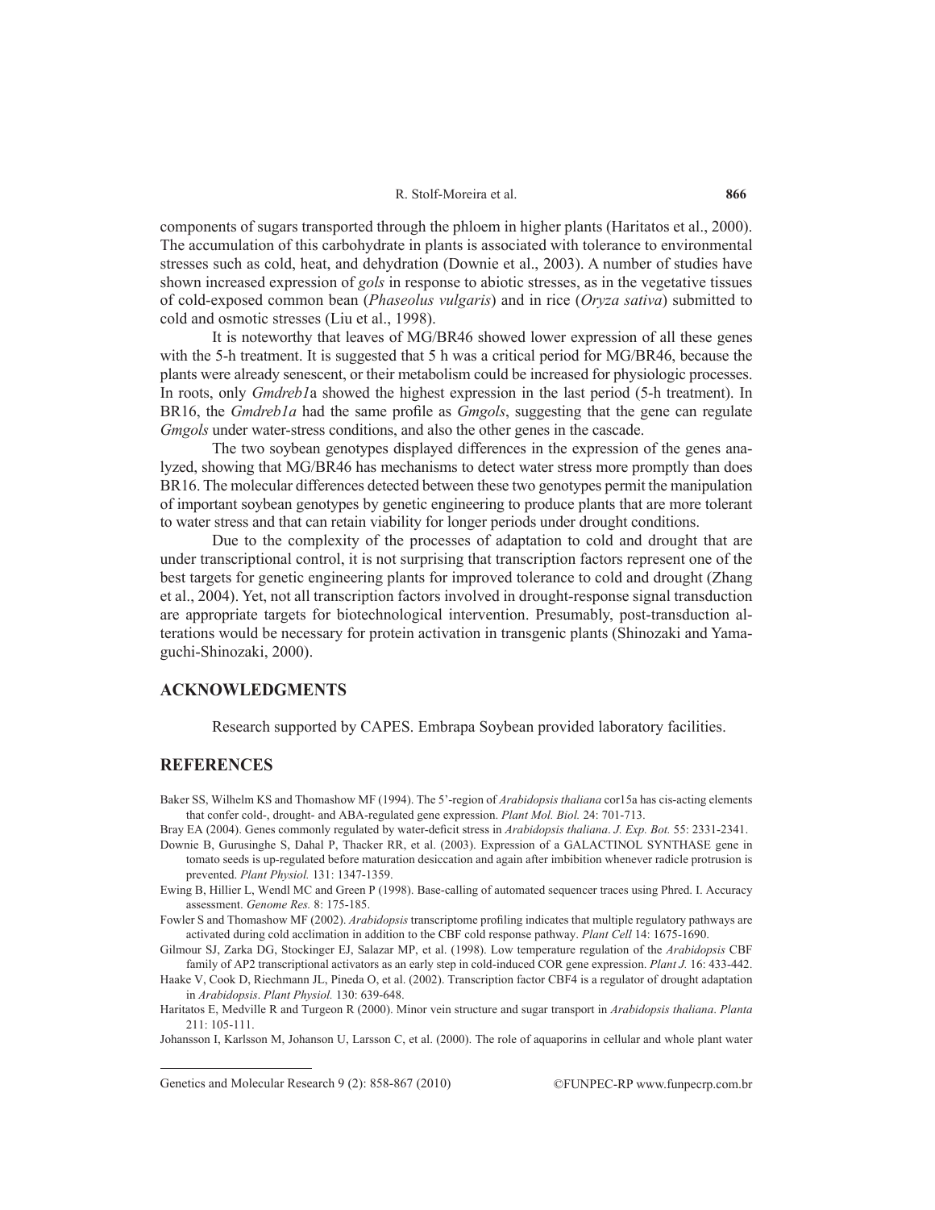components of sugars transported through the phloem in higher plants (Haritatos et al., 2000). The accumulation of this carbohydrate in plants is associated with tolerance to environmental stresses such as cold, heat, and dehydration (Downie et al., 2003). A number of studies have shown increased expression of *gols* in response to abiotic stresses, as in the vegetative tissues of cold-exposed common bean (*Phaseolus vulgaris*) and in rice (*Oryza sativa*) submitted to cold and osmotic stresses (Liu et al., 1998).

It is noteworthy that leaves of MG/BR46 showed lower expression of all these genes with the 5-h treatment. It is suggested that 5 h was a critical period for MG/BR46, because the plants were already senescent, or their metabolism could be increased for physiologic processes. In roots, only *Gmdreb1*a showed the highest expression in the last period (5-h treatment). In BR16, the *Gmdreb1a* had the same profile as *Gmgols*, suggesting that the gene can regulate *Gmgols* under water-stress conditions, and also the other genes in the cascade.

The two soybean genotypes displayed differences in the expression of the genes analyzed, showing that MG/BR46 has mechanisms to detect water stress more promptly than does BR16. The molecular differences detected between these two genotypes permit the manipulation of important soybean genotypes by genetic engineering to produce plants that are more tolerant to water stress and that can retain viability for longer periods under drought conditions.

Due to the complexity of the processes of adaptation to cold and drought that are under transcriptional control, it is not surprising that transcription factors represent one of the best targets for genetic engineering plants for improved tolerance to cold and drought (Zhang et al., 2004). Yet, not all transcription factors involved in drought-response signal transduction are appropriate targets for biotechnological intervention. Presumably, post-transduction alterations would be necessary for protein activation in transgenic plants (Shinozaki and Yamaguchi-Shinozaki, 2000).

## ACKNOWLEDGMENTS

Research supported by CAPES. Embrapa Soybean provided laboratory facilities.

## REFERENCES

Baker SS, Wilhelm KS and Thomashow MF (1994). The 5'-region of *Arabidopsis thaliana* cor15a has cis-acting elements that confer cold-, drought- and ABA-regulated gene expression. *Plant Mol. Biol.* 24: 701-713.

Bray EA (2004). Genes commonly regulated by water-deficit stress in *Arabidopsis thaliana*. *J. Exp. Bot.* 55: 2331-2341.

Downie B, Gurusinghe S, Dahal P, Thacker RR, et al. (2003). Expression of a GALACTINOL SYNTHASE gene in tomato seeds is up-regulated before maturation desiccation and again after imbibition whenever radicle protrusion is prevented. *Plant Physiol.* 131: 1347-1359.

Ewing B, Hillier L, Wendl MC and Green P (1998). Base-calling of automated sequencer traces using Phred. I. Accuracy assessment. *Genome Res.* 8: 175-185.

Fowler S and Thomashow MF (2002). *Arabidopsis* transcriptome profiling indicates that multiple regulatory pathways are activated during cold acclimation in addition to the CBF cold response pathway. *Plant Cell* 14: 1675-1690.

Gilmour SJ, Zarka DG, Stockinger EJ, Salazar MP, et al. (1998). Low temperature regulation of the *Arabidopsis* CBF family of AP2 transcriptional activators as an early step in cold-induced COR gene expression. *Plant J.* 16: 433-442.

Haake V, Cook D, Riechmann JL, Pineda O, et al. (2002). Transcription factor CBF4 is a regulator of drought adaptation in *Arabidopsis*. *Plant Physiol.* 130: 639-648.

Haritatos E, Medville R and Turgeon R (2000). Minor vein structure and sugar transport in *Arabidopsis thaliana*. *Planta* 211: 105-111.

Johansson I, Karlsson M, Johanson U, Larsson C, et al. (2000). The role of aquaporins in cellular and whole plant water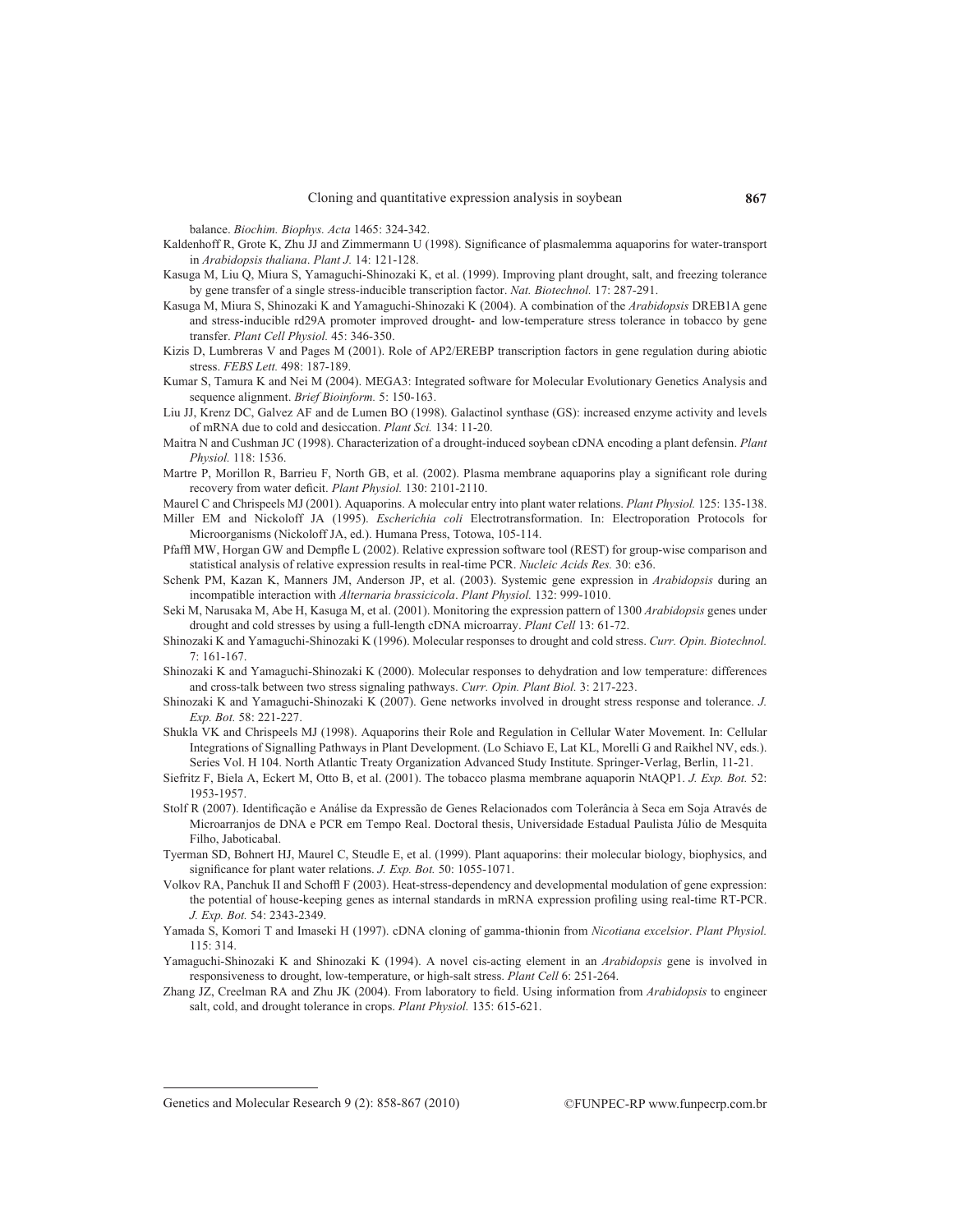balance. *Biochim. Biophys. Acta* 1465: 324-342.

Kaldenhoff R, Grote K, Zhu JJ and Zimmermann U (1998). Significance of plasmalemma aquaporins for water-transport in *Arabidopsis thaliana*. *Plant J.* 14: 121-128.

Kasuga M, Liu Q, Miura S, Yamaguchi-Shinozaki K, et al. (1999). Improving plant drought, salt, and freezing tolerance by gene transfer of a single stress-inducible transcription factor. *Nat. Biotechnol.* 17: 287-291.

Kasuga M, Miura S, Shinozaki K and Yamaguchi-Shinozaki K (2004). A combination of the *Arabidopsis* DREB1A gene and stress-inducible rd29A promoter improved drought- and low-temperature stress tolerance in tobacco by gene transfer. *Plant Cell Physiol.* 45: 346-350.

Kizis D, Lumbreras V and Pages M (2001). Role of AP2/EREBP transcription factors in gene regulation during abiotic stress. *FEBS Lett.* 498: 187-189.

Kumar S, Tamura K and Nei M (2004). MEGA3: Integrated software for Molecular Evolutionary Genetics Analysis and sequence alignment. *Brief Bioinform.* 5: 150-163.

Liu JJ, Krenz DC, Galvez AF and de Lumen BO (1998). Galactinol synthase (GS): increased enzyme activity and levels of mRNA due to cold and desiccation. *Plant Sci.* 134: 11-20.

Maitra N and Cushman JC (1998). Characterization of a drought-induced soybean cDNA encoding a plant defensin. *Plant Physiol.* 118: 1536.

Martre P, Morillon R, Barrieu F, North GB, et al. (2002). Plasma membrane aquaporins play a significant role during recovery from water deficit. *Plant Physiol.* 130: 2101-2110.

Maurel C and Chrispeels MJ (2001). Aquaporins. A molecular entry into plant water relations. *Plant Physiol.* 125: 135-138.

Miller EM and Nickoloff JA (1995). *Escherichia coli* Electrotransformation. In: Electroporation Protocols for Microorganisms (Nickoloff JA, ed.). Humana Press, Totowa, 105-114.

Pfaffl MW, Horgan GW and Dempfle L (2002). Relative expression software tool (REST) for group-wise comparison and statistical analysis of relative expression results in real-time PCR. *Nucleic Acids Res.* 30: e36.

Schenk PM, Kazan K, Manners JM, Anderson JP, et al. (2003). Systemic gene expression in *Arabidopsis* during an incompatible interaction with *Alternaria brassicicola*. *Plant Physiol.* 132: 999-1010.

Seki M, Narusaka M, Abe H, Kasuga M, et al. (2001). Monitoring the expression pattern of 1300 *Arabidopsis* genes under drought and cold stresses by using a full-length cDNA microarray. *Plant Cell* 13: 61-72.

Shinozaki K and Yamaguchi-Shinozaki K (1996). Molecular responses to drought and cold stress. *Curr. Opin. Biotechnol.* 7: 161-167.

Shinozaki K and Yamaguchi-Shinozaki K (2000). Molecular responses to dehydration and low temperature: differences and cross-talk between two stress signaling pathways. *Curr. Opin. Plant Biol.* 3: 217-223.

Shinozaki K and Yamaguchi-Shinozaki K (2007). Gene networks involved in drought stress response and tolerance. *J. Exp. Bot.* 58: 221-227.

Shukla VK and Chrispeels MJ (1998). Aquaporins their Role and Regulation in Cellular Water Movement. In: Cellular Integrations of Signalling Pathways in Plant Development. (Lo Schiavo E, Lat KL, Morelli G and Raikhel NV, eds.). Series Vol. H 104. North Atlantic Treaty Organization Advanced Study Institute. Springer-Verlag, Berlin, 11-21.

Siefritz F, Biela A, Eckert M, Otto B, et al. (2001). The tobacco plasma membrane aquaporin NtAQP1. *J. Exp. Bot.* 52: 1953-1957.

Stolf R (2007). Identificação e Análise da Expressão de Genes Relacionados com Tolerância à Seca em Soja Através de Microarranjos de DNA e PCR em Tempo Real. Doctoral thesis, Universidade Estadual Paulista Júlio de Mesquita Filho, Jaboticabal.

Tyerman SD, Bohnert HJ, Maurel C, Steudle E, et al. (1999). Plant aquaporins: their molecular biology, biophysics, and significance for plant water relations. *J. Exp. Bot.* 50: 1055-1071.

Volkov RA, Panchuk II and Schoffl F (2003). Heat-stress-dependency and developmental modulation of gene expression: the potential of house-keeping genes as internal standards in mRNA expression profiling using real-time RT-PCR. *J. Exp. Bot.* 54: 2343-2349.

Yamada S, Komori T and Imaseki H (1997). cDNA cloning of gamma-thionin from *Nicotiana excelsior*. *Plant Physiol.* 115: 314.

Yamaguchi-Shinozaki K and Shinozaki K (1994). A novel cis-acting element in an *Arabidopsis* gene is involved in responsiveness to drought, low-temperature, or high-salt stress. *Plant Cell* 6: 251-264.

Zhang JZ, Creelman RA and Zhu JK (2004). From laboratory to field. Using information from *Arabidopsis* to engineer salt, cold, and drought tolerance in crops. *Plant Physiol.* 135: 615-621.